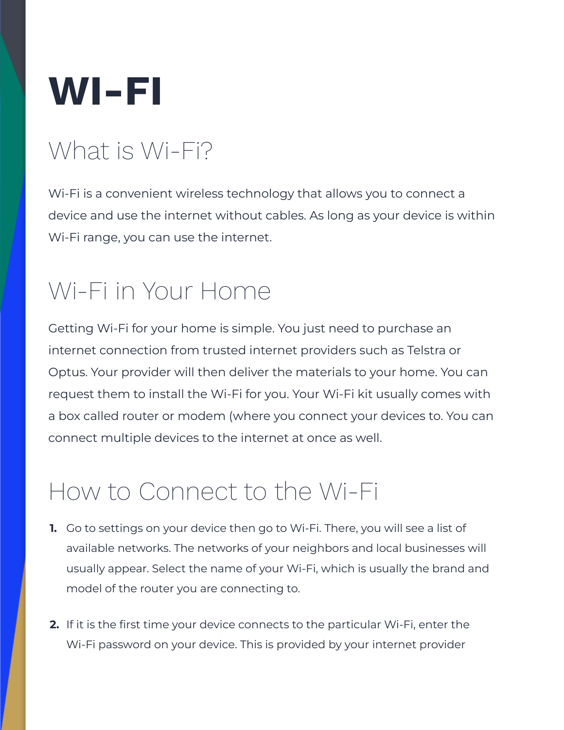# WI-FI

## What is Wi-Fi?

Wi-Fi is a convenient wireless technology that allows you to connect a device and use the internet without cables. As long as your device is within Wi-Fi range, you can use the internet.

## Wi-Fi in Your Home

Getting Wi-Fi for your home is simple. You just need to purchase an internet connection from trusted internet providers such as Telstra or Optus. Your provider will then deliver the materials to your home. You can request them to install the Wi-Fi for you. Your Wi-Fi kit usually comes with a box called router or modem (where you connect your devices to. You can connect multiple devices to the internet at once as well.

## How to Connect to the Wi-Fi

1. Go to settings on your device then go to Wi-Fi. There, you will see a list of available networks. The networks of your neighbors and local businesses will usually appear. Select the name of your Wi-Fi, which is usually the brand and model of the router you are connecting to.

2. If it is the first time your device connects to the particular Wi-Fi, enter the Wi-Fi password on your device. This is provided by your internet provider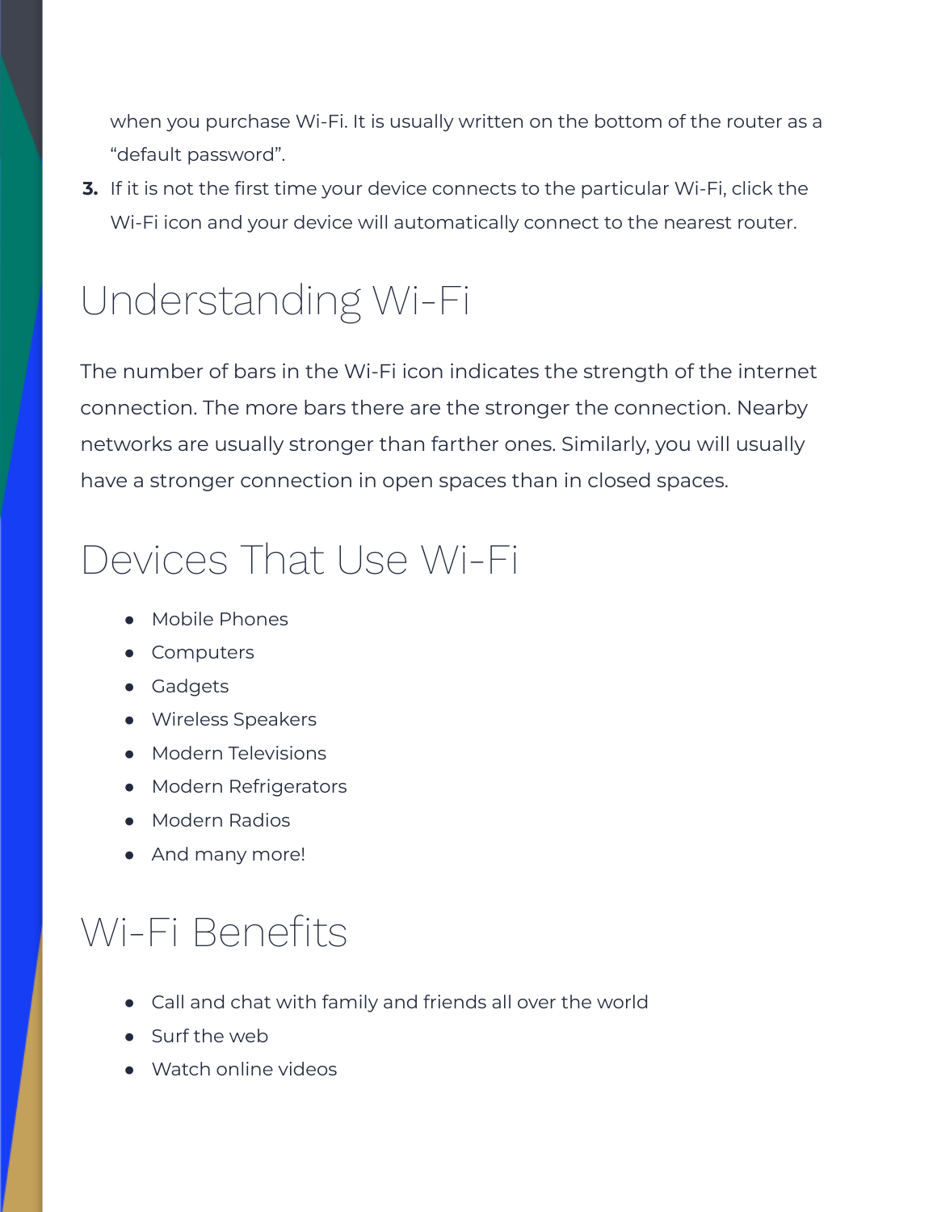when you purchase Wi-Fi. It is usually written on the bottom of the router as a "default password".

3. If it is not the first time your device connects to the particular Wi-Fi, click the Wi-Fi icon and your device will automatically connect to the nearest router.

# Understanding Wi-Fi

The number of bars in the Wi-Fi icon indicates the strength of the internet connection. The more bars there are the stronger the connection. Nearby networks are usually stronger than farther ones. Similarly, you will usually have a stronger connection in open spaces than in closed spaces.

# Devices That Use Wi-Fi

- Mobile Phones
- Computers
- Gadgets
- Wireless Speakers
- Modern Televisions
- Modern Refrigerators
- Modern Radios
- And many more!

# Wi-Fi Benefits

- Call and chat with family and friends all over the world
- Surf the web
- Watch online videos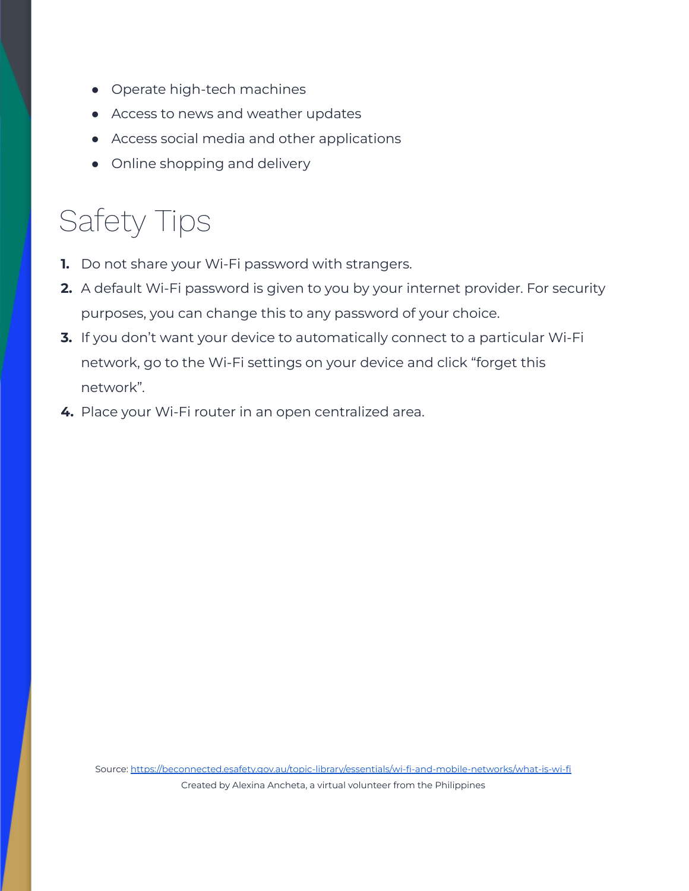- Operate high-tech machines
- Access to news and weather updates
- Access social media and other applications
- Online shopping and delivery

# Safety Tips

1. Do not share your Wi-Fi password with strangers.
2. A default Wi-Fi password is given to you by your internet provider. For security purposes, you can change this to any password of your choice.
3. If you don't want your device to automatically connect to a particular Wi-Fi network, go to the Wi-Fi settings on your device and click "forget this network".
4. Place your Wi-Fi router in an open centralized area.

Source: [https://beconnected.esafety.gov.au/topic-library/essentials/wi-fi-and-mobile-networks/what-is-wi-fi](https://beconnected.esafety.gov.au/topic-library/essentials/wi-fi-and-mobile-networks/what-is-wi-fi)

Created by Alexina Ancheta, a virtual volunteer from the Philippines